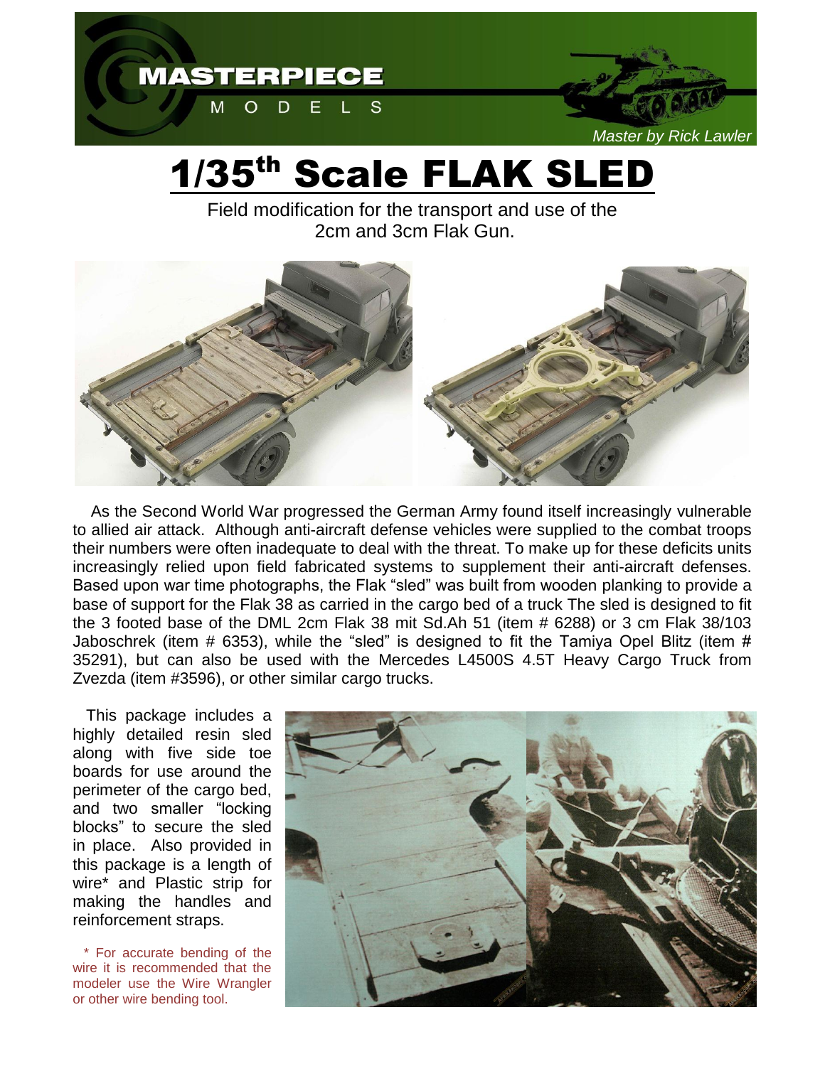MASTERPIECE MODELS

*Master by Rick Lawler*

# 1/35th Scale FLAK SLED

Field modification for the transport and use of the 2cm and 3cm Flak Gun.

As the Second World War progressed the German Army found itself increasingly vulnerable to allied air attack. Although anti-aircraft defense vehicles were supplied to the combat troops their numbers were often inadequate to deal with the threat. To make up for these deficits units increasingly relied upon field fabricated systems to supplement their anti-aircraft defenses. Based upon war time photographs, the Flak "sled" was built from wooden planking to provide a base of support for the Flak 38 as carried in the cargo bed of a truck The sled is designed to fit the 3 footed base of the DML 2cm Flak 38 mit Sd.Ah 51 (item # 6288) or 3 cm Flak 38/103 Jaboschrek (item # 6353), while the "sled" is designed to fit the Tamiya Opel Blitz (item # 35291), but can also be used with the Mercedes L4500S 4.5T Heavy Cargo Truck from Zvezda (item #3596), or other similar cargo trucks.

This package includes a highly detailed resin sled along with five side toe boards for use around the perimeter of the cargo bed, and two smaller "locking blocks" to secure the sled in place. Also provided in this package is a length of wire* and Plastic strip for making the handles and reinforcement straps.

* For accurate bending of the wire it is recommended that the modeler use the Wire Wrangler or other wire bending tool.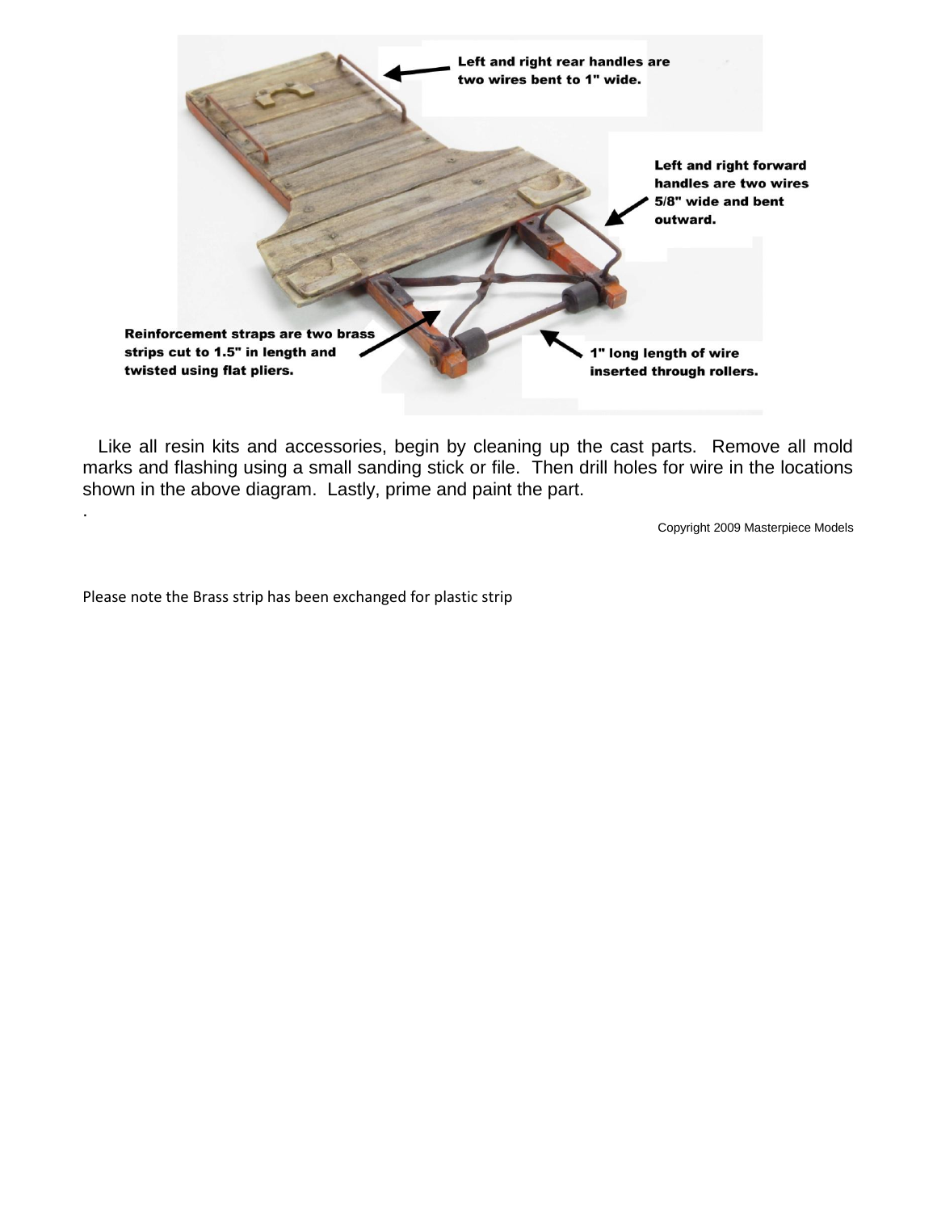Left and right rear handles are two wires bent to 1" wide.

Left and right forward handles are two wires 5/8" wide and bent outward.

Reinforcement straps are two brass strips cut to 1.5" in length and twisted using flat pliers.

1" long length of wire inserted through rollers.

Like all resin kits and accessories, begin by cleaning up the cast parts. Remove all mold marks and flashing using a small sanding stick or file. Then drill holes for wire in the locations shown in the above diagram. Lastly, prime and paint the part.

.

Copyright 2009 Masterpiece Models

Please note the Brass strip has been exchanged for plastic strip